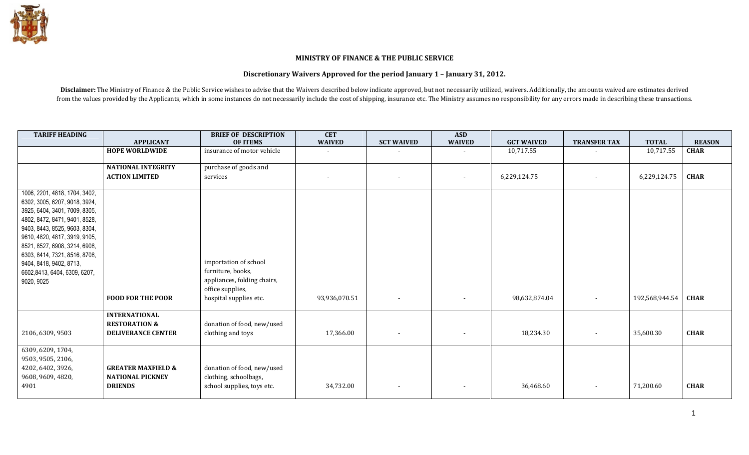# MINISTRY OF FINANCE & THE PUBLIC SERVICE

## Discretionary Waivers Approved for the period January 1 – January 31, 2012.

**Disclaimer:** The Ministry of Finance & the Public Service wishes to advise that the Waivers described below indicate approved, but not necessarily utilized, waivers. Additionally, the amounts waived are estimates derived from the values provided by the Applicants, which in some instances do not necessarily include the cost of shipping, insurance etc. The Ministry assumes no responsibility for any errors made in describing these transactions.

| TARIFF HEADING | APPLICANT | BRIEF OF DESCRIPTION OF ITEMS | CET WAIVED | SCT WAIVED | ASD WAIVED | GCT WAIVED | TRANSFER TAX | TOTAL | REASON |
|---|---|---|---|---|---|---|---|---|---|
| | **HOPE WORLDWIDE** | insurance of motor vehicle | - | - | - | 10,717.55 | - | 10,717.55 | **CHAR** |
| | **NATIONAL INTEGRITY ACTION LIMITED** | purchase of goods and services | - | - | - | 6,229,124.75 | - | 6,229,124.75 | **CHAR** |
| 1006, 2201, 4818, 1704, 3402, 6302, 3005, 6207, 9018, 3924, 3925, 6404, 3401, 7009, 8305, 4802, 8472, 8471, 9401, 8528, 9403, 8443, 8525, 9603, 8304, 9610, 4820, 4817, 3919, 9105, 8521, 8527, 6908, 3214, 6908, 6303, 8414, 7321, 8516, 8708, 9404, 8418, 9402, 8713, 6602,8413, 6404, 6309, 6207, 9020, 9025 | **FOOD FOR THE POOR** | importation of school furniture, books, appliances, folding chairs, office supplies, hospital supplies etc. | 93,936,070.51 | - | - | 98,632,874.04 | - | 192,568,944.54 | **CHAR** |
| 2106, 6309, 9503 | **INTERNATIONAL RESTORATION & DELIVERANCE CENTER** | donation of food, new/used clothing and toys | 17,366.00 | - | - | 18,234.30 | - | 35,600.30 | **CHAR** |
| 6309, 6209, 1704, 9503, 9505, 2106, 4202, 6402, 3926, 9608, 9609, 4820, 4901 | **GREATER MAXFIELD & NATIONAL PICKNEY DRIENDS** | donation of food, new/used clothing, schoolbags, school supplies, toys etc. | 34,732.00 | - | - | 36,468.60 | - | 71,200.60 | **CHAR** |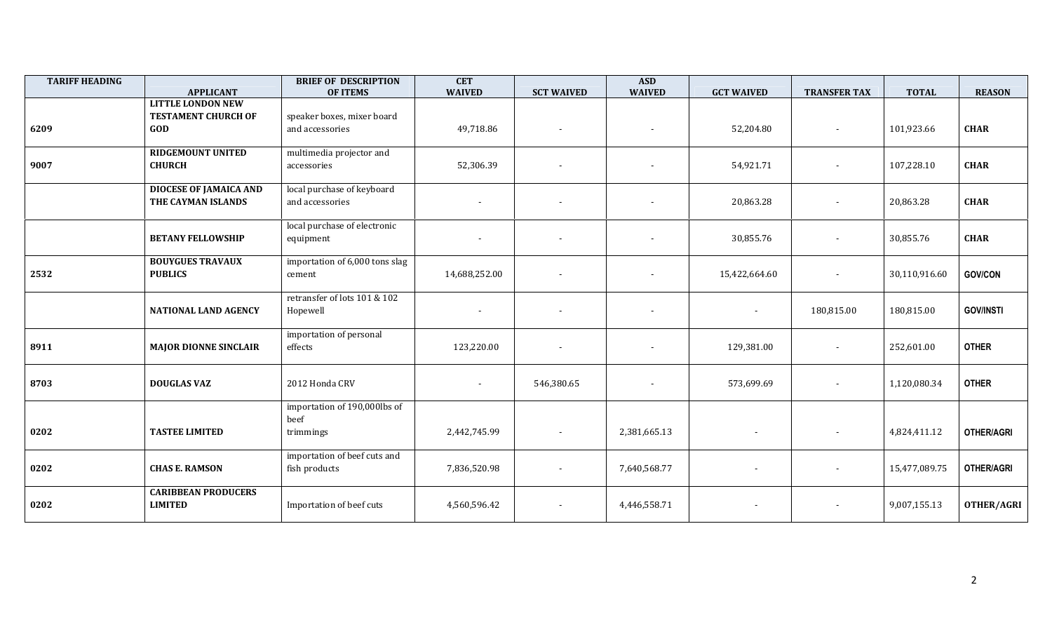| TARIFF HEADING | APPLICANT | BRIEF OF DESCRIPTION OF ITEMS | CET WAIVED | SCT WAIVED | ASD WAIVED | GCT WAIVED | TRANSFER TAX | TOTAL | REASON |
|---|---|---|---|---|---|---|---|---|---|
| 6209 | **LITTLE LONDON NEW TESTAMENT CHURCH OF GOD** | speaker boxes, mixer board and accessories | 49,718.86 | - | - | 52,204.80 | - | 101,923.66 | **CHAR** |
| 9007 | **RIDGEMOUNT UNITED CHURCH** | multimedia projector and accessories | 52,306.39 | - | - | 54,921.71 | - | 107,228.10 | **CHAR** |
| | **DIOCESE OF JAMAICA AND THE CAYMAN ISLANDS** | local purchase of keyboard and accessories | - | - | - | 20,863.28 | - | 20,863.28 | **CHAR** |
| | **BETANY FELLOWSHIP** | local purchase of electronic equipment | - | - | - | 30,855.76 | - | 30,855.76 | **CHAR** |
| 2532 | **BOUYGUES TRAVAUX PUBLICS** | importation of 6,000 tons slag cement | 14,688,252.00 | - | - | 15,422,664.60 | - | 30,110,916.60 | **GOV/CON** |
| | **NATIONAL LAND AGENCY** | retransfer of lots 101 & 102 Hopewell | - | - | - | - | 180,815.00 | 180,815.00 | **GOV/INSTI** |
| 8911 | **MAJOR DIONNE SINCLAIR** | importation of personal effects | 123,220.00 | - | - | 129,381.00 | - | 252,601.00 | **OTHER** |
| 8703 | **DOUGLAS VAZ** | 2012 Honda CRV | - | 546,380.65 | - | 573,699.69 | - | 1,120,080.34 | **OTHER** |
| 0202 | **TASTEE LIMITED** | importation of 190,000lbs of beef trimmings | 2,442,745.99 | - | 2,381,665.13 | - | - | 4,824,411.12 | **OTHER/AGRI** |
| 0202 | **CHAS E. RAMSON** | importation of beef cuts and fish products | 7,836,520.98 | - | 7,640,568.77 | - | - | 15,477,089.75 | **OTHER/AGRI** |
| 0202 | **CARIBBEAN PRODUCERS LIMITED** | Importation of beef cuts | 4,560,596.42 | - | 4,446,558.71 | - | - | 9,007,155.13 | **OTHER/AGRI** |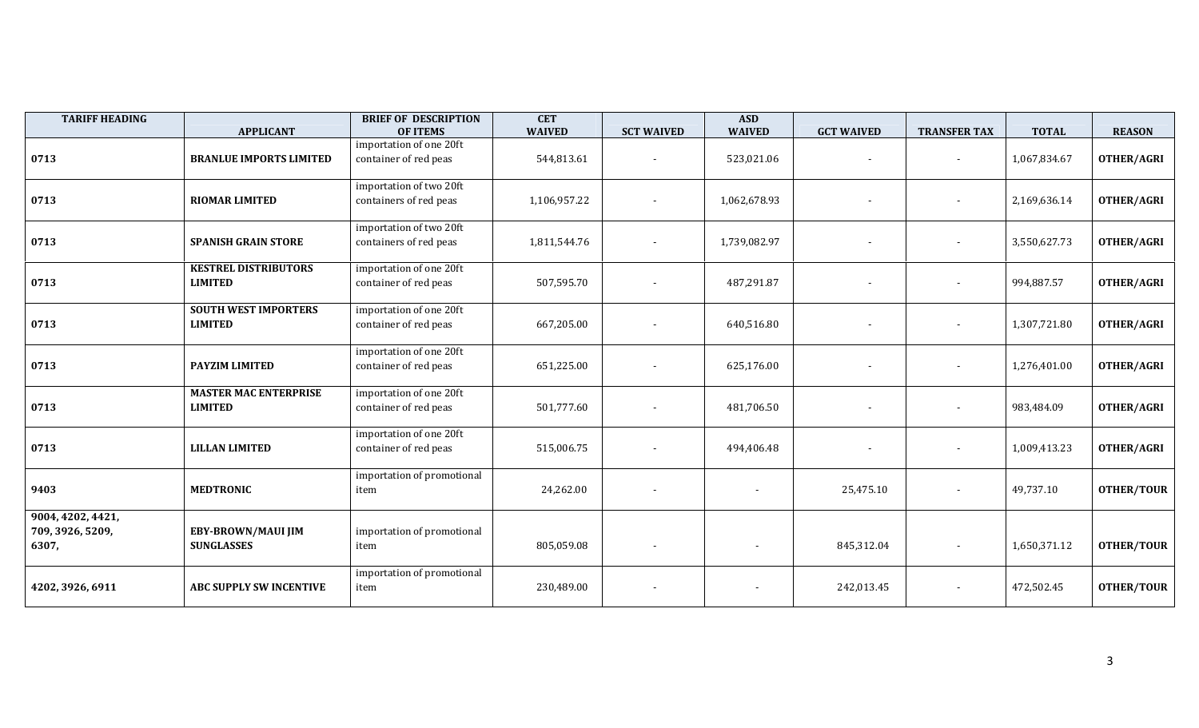| TARIFF HEADING | APPLICANT | BRIEF OF DESCRIPTION OF ITEMS | CET WAIVED | SCT WAIVED | ASD WAIVED | GCT WAIVED | TRANSFER TAX | TOTAL | REASON |
|---|---|---|---|---|---|---|---|---|---|
| **0713** | **BRANLUE IMPORTS LIMITED** | importation of one 20ft container of red peas | 544,813.61 | - | 523,021.06 | - | - | 1,067,834.67 | **OTHER/AGRI** |
| **0713** | **RIOMAR LIMITED** | importation of two 20ft containers of red peas | 1,106,957.22 | - | 1,062,678.93 | - | - | 2,169,636.14 | **OTHER/AGRI** |
| **0713** | **SPANISH GRAIN STORE** | importation of two 20ft containers of red peas | 1,811,544.76 | - | 1,739,082.97 | - | - | 3,550,627.73 | **OTHER/AGRI** |
| **0713** | **KESTREL DISTRIBUTORS LIMITED** | importation of one 20ft container of red peas | 507,595.70 | - | 487,291.87 | - | - | 994,887.57 | **OTHER/AGRI** |
| **0713** | **SOUTH WEST IMPORTERS LIMITED** | importation of one 20ft container of red peas | 667,205.00 | - | 640,516.80 | - | - | 1,307,721.80 | **OTHER/AGRI** |
| **0713** | **PAYZIM LIMITED** | importation of one 20ft container of red peas | 651,225.00 | - | 625,176.00 | - | - | 1,276,401.00 | **OTHER/AGRI** |
| **0713** | **MASTER MAC ENTERPRISE LIMITED** | importation of one 20ft container of red peas | 501,777.60 | - | 481,706.50 | - | - | 983,484.09 | **OTHER/AGRI** |
| **0713** | **LILLAN LIMITED** | importation of one 20ft container of red peas | 515,006.75 | - | 494,406.48 | - | - | 1,009,413.23 | **OTHER/AGRI** |
| **9403** | **MEDTRONIC** | importation of promotional item | 24,262.00 | - | - | 25,475.10 | - | 49,737.10 | **OTHER/TOUR** |
| **9004, 4202, 4421, 709, 3926, 5209, 6307,** | **EBY-BROWN/MAUI JIM SUNGLASSES** | importation of promotional item | 805,059.08 | - | - | 845,312.04 | - | 1,650,371.12 | **OTHER/TOUR** |
| **4202, 3926, 6911** | **ABC SUPPLY SW INCENTIVE** | importation of promotional item | 230,489.00 | - | - | 242,013.45 | - | 472,502.45 | **OTHER/TOUR** |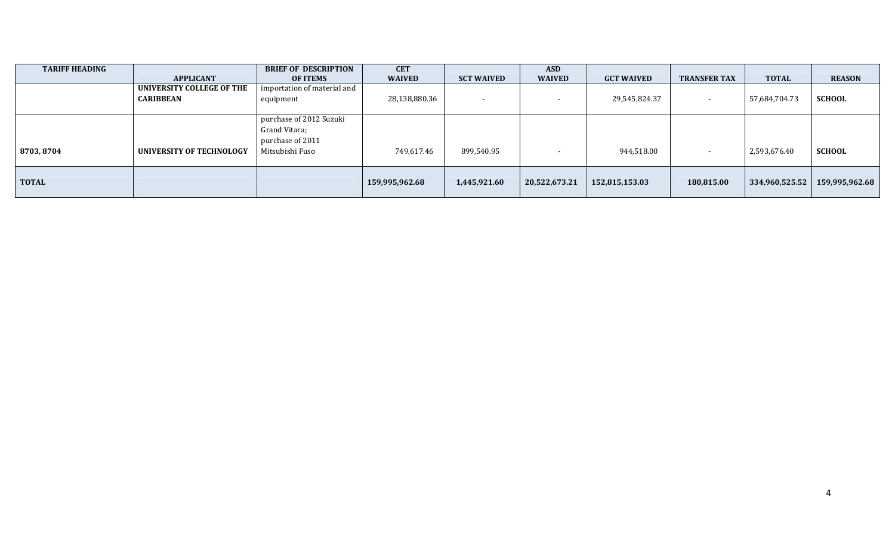| TARIFF HEADING | APPLICANT | BRIEF OF DESCRIPTION OF ITEMS | CET WAIVED | SCT WAIVED | ASD WAIVED | GCT WAIVED | TRANSFER TAX | TOTAL | REASON |
|---|---|---|---|---|---|---|---|---|---|
| | **UNIVERSITY COLLEGE OF THE CARIBBEAN** | importation of material and equipment | 28,138,880.36 | - | - | 29,545,824.37 | - | 57,684,704.73 | **SCHOOL** |
| **8703, 8704** | **UNIVERSITY OF TECHNOLOGY** | purchase of 2012 Suzuki Grand Vitara; purchase of 2011 Mitsubishi Fuso | 749,617.46 | 899,540.95 | - | 944,518.00 | - | 2,593,676.40 | **SCHOOL** |
| **TOTAL** | | | **159,995,962.68** | **1,445,921.60** | **20,522,673.21** | **152,815,153.03** | **180,815.00** | **334,960,525.52** | **159,995,962.68** |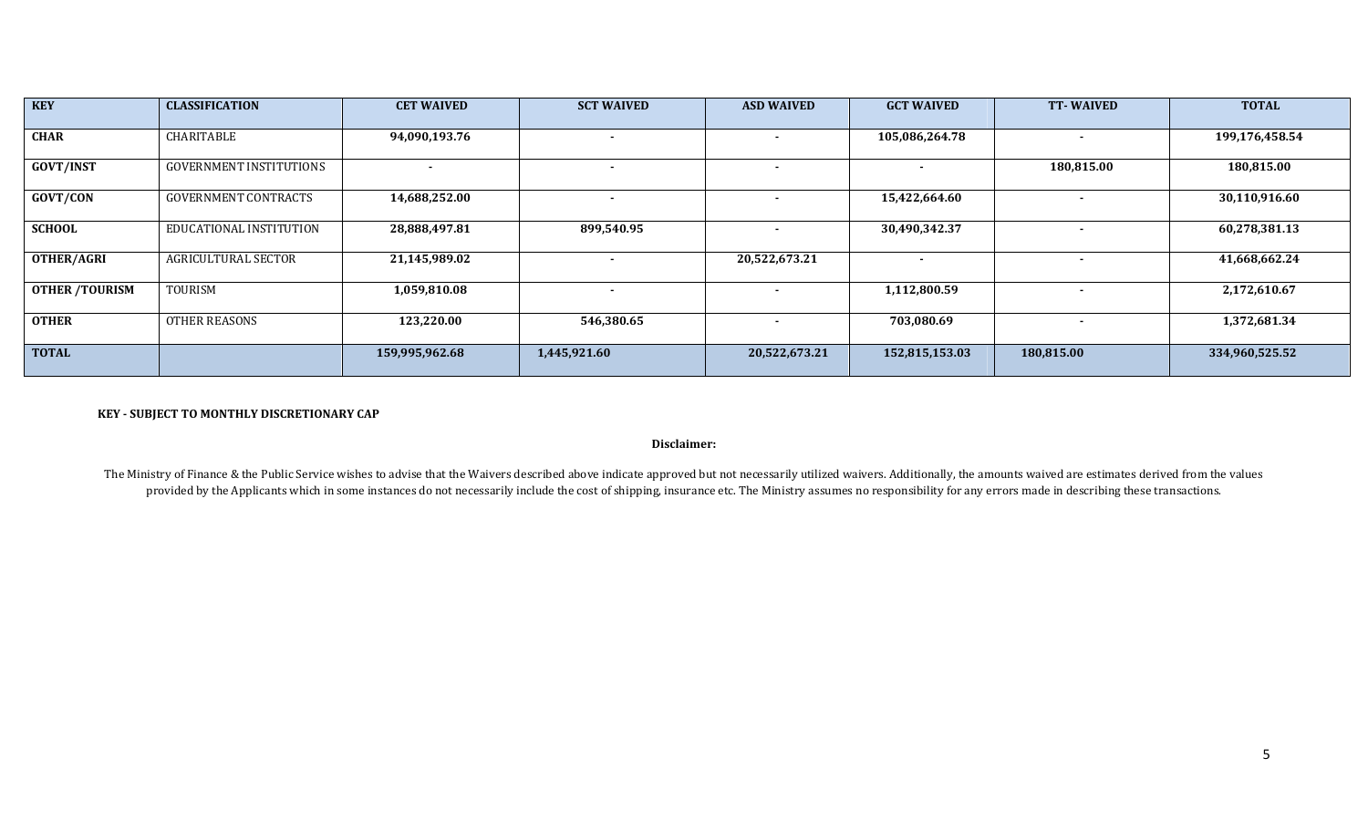| KEY | CLASSIFICATION | CET WAIVED | SCT WAIVED | ASD WAIVED | GCT WAIVED | TT- WAIVED | TOTAL |
|---|---|---|---|---|---|---|---|
| **CHAR** | CHARITABLE | **94,090,193.76** | - | - | **105,086,264.78** | - | **199,176,458.54** |
| **GOVT/INST** | GOVERNMENT INSTITUTIONS | - | - | - | - | **180,815.00** | **180,815.00** |
| **GOVT/CON** | GOVERNMENT CONTRACTS | **14,688,252.00** | - | - | **15,422,664.60** | - | **30,110,916.60** |
| **SCHOOL** | EDUCATIONAL INSTITUTION | **28,888,497.81** | **899,540.95** | - | **30,490,342.37** | - | **60,278,381.13** |
| **OTHER/AGRI** | AGRICULTURAL SECTOR | **21,145,989.02** | - | **20,522,673.21** | - | - | **41,668,662.24** |
| **OTHER /TOURISM** | TOURISM | **1,059,810.08** | - | - | **1,112,800.59** | - | **2,172,610.67** |
| **OTHER** | OTHER REASONS | **123,220.00** | **546,380.65** | - | **703,080.69** | - | **1,372,681.34** |
| **TOTAL** | | **159,995,962.68** | **1,445,921.60** | **20,522,673.21** | **152,815,153.03** | **180,815.00** | **334,960,525.52** |

**KEY - SUBJECT TO MONTHLY DISCRETIONARY CAP**

**Disclaimer:**

The Ministry of Finance & the Public Service wishes to advise that the Waivers described above indicate approved but not necessarily utilized waivers. Additionally, the amounts waived are estimates derived from the values provided by the Applicants which in some instances do not necessarily include the cost of shipping, insurance etc. The Ministry assumes no responsibility for any errors made in describing these transactions.